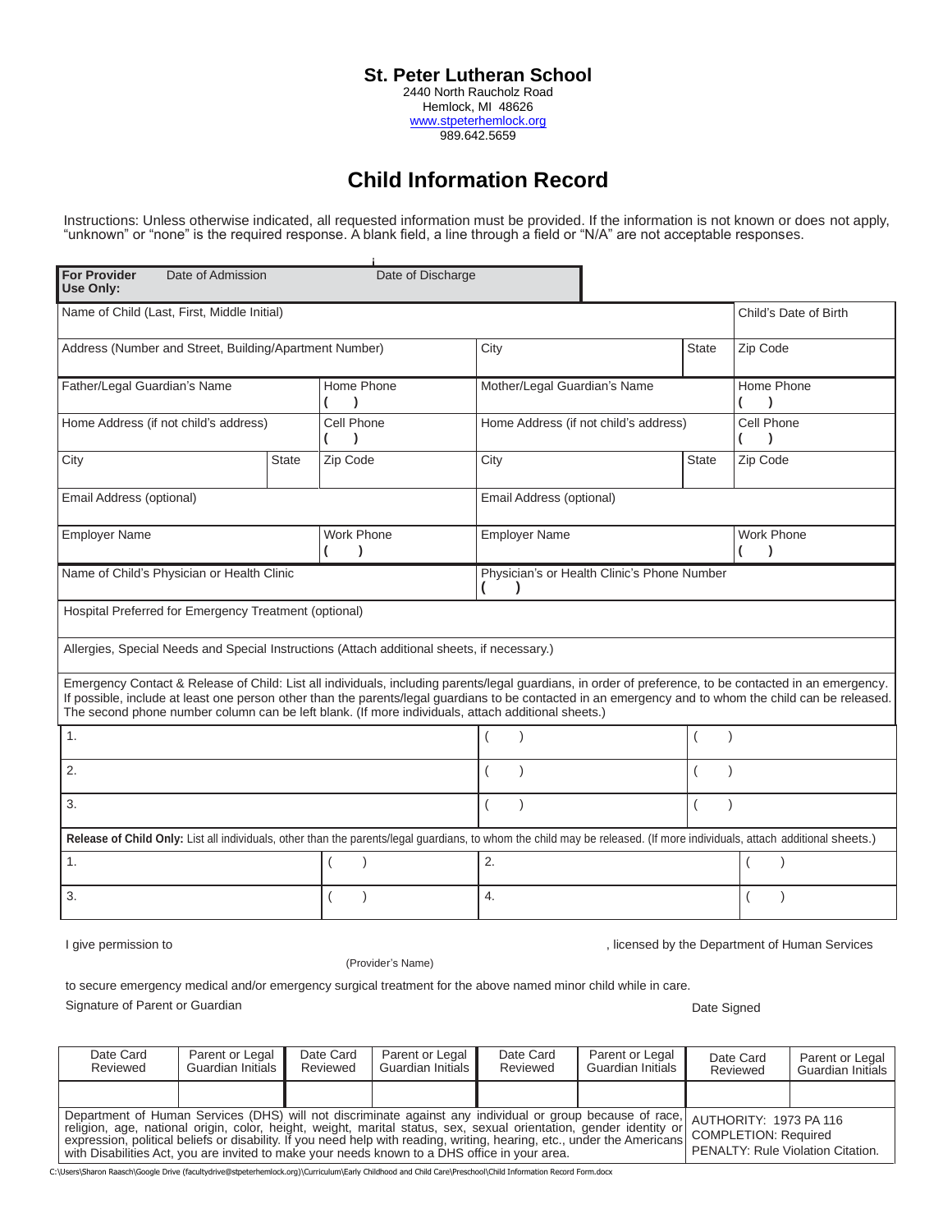**St. Peter Lutheran School**
2440 North Raucholz Road
Hemlock, MI 48626
www.stpeterhemlock.org
989.642.5659

# Child Information Record

Instructions: Unless otherwise indicated, all requested information must be provided. If the information is not known or does not apply, "unknown" or "none" is the required response. A blank field, a line through a field or "N/A" are not acceptable responses.

| **For Provider Use Only:** | Date of Admission | Date of Discharge |
|---|---|---|

| Name of Child (Last, First, Middle Initial) | | | | | Child's Date of Birth |
|---|---|---|---|---|---|
| Address (Number and Street, Building/Apartment Number) | | | City | State | Zip Code |
| Father/Legal Guardian's Name | | Home Phone ( ) | Mother/Legal Guardian's Name | | Home Phone ( ) |
| Home Address (if not child's address) | | Cell Phone ( ) | Home Address (if not child's address) | | Cell Phone ( ) |
| City | State | Zip Code | City | State | Zip Code |
| Email Address (optional) | | | Email Address (optional) | | |
| Employer Name | | Work Phone ( ) | Employer Name | | Work Phone ( ) |
| Name of Child's Physician or Health Clinic | | | Physician's or Health Clinic's Phone Number ( ) | | |
| Hospital Preferred for Emergency Treatment (optional) | | | | | |
| Allergies, Special Needs and Special Instructions (Attach additional sheets, if necessary.) | | | | | |

Emergency Contact & Release of Child: List all individuals, including parents/legal guardians, in order of preference, to be contacted in an emergency. If possible, include at least one person other than the parents/legal guardians to be contacted in an emergency and to whom the child can be released. The second phone number column can be left blank. (If more individuals, attach additional sheets.)

| | | |
|---|---|---|
| 1. | ( ) | ( ) |
| 2. | ( ) | ( ) |
| 3. | ( ) | ( ) |

**Release of Child Only:** List all individuals, other than the parents/legal guardians, to whom the child may be released. (If more individuals, attach additional sheets.)

| | | | |
|---|---|---|---|
| 1. | ( ) | 2. | ( ) |
| 3. | ( ) | 4. | ( ) |

I give permission to ______________________ (Provider's Name), licensed by the Department of Human Services to secure emergency medical and/or emergency surgical treatment for the above named minor child while in care.

Signature of Parent or Guardian ______________________ Date Signed ______________

| Date Card Reviewed | Parent or Legal Guardian Initials | Date Card Reviewed | Parent or Legal Guardian Initials | Date Card Reviewed | Parent or Legal Guardian Initials | Date Card Reviewed | Parent or Legal Guardian Initials |
|---|---|---|---|---|---|---|---|
| | | | | | | | |

Department of Human Services (DHS) will not discriminate against any individual or group because of race, religion, age, national origin, color, height, weight, marital status, sex, sexual orientation, gender identity or expression, political beliefs or disability. If you need help with reading, writing, hearing, etc., under the Americans with Disabilities Act, you are invited to make your needs known to a DHS office in your area.

AUTHORITY: 1973 PA 116
COMPLETION: Required
PENALTY: Rule Violation Citation.

C:\Users\Sharon Raasch\Google Drive (facultydrive@stpeterhemlock.org)\Curriculum\Early Childhood and Child Care\Preschool\Child Information Record Form.docx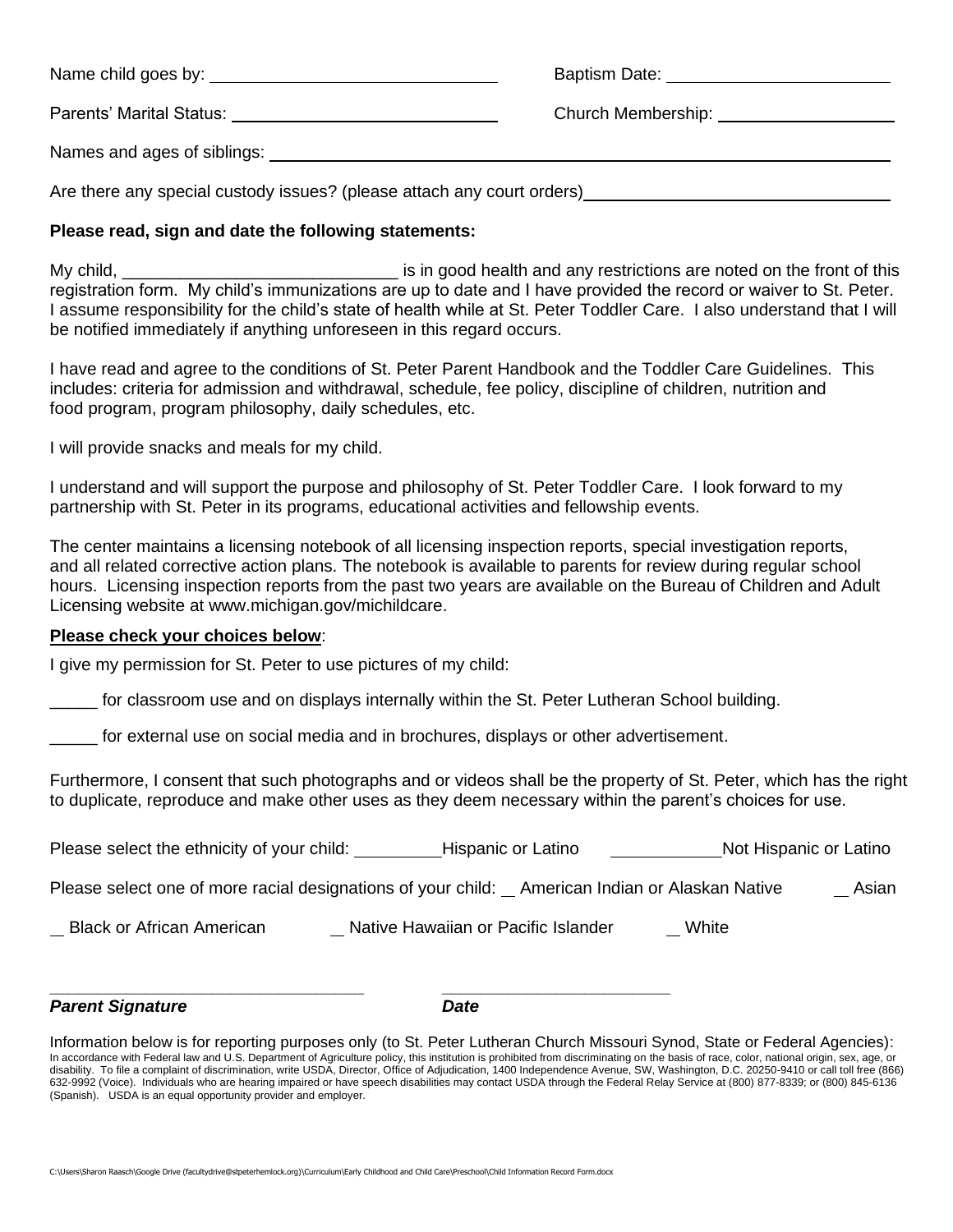Name child goes by: ______________________________ Baptism Date: ______________________

Parents' Marital Status: ____________________________ Church Membership: ___________________

Names and ages of siblings: ________________________________________________________________

Are there any special custody issues? (please attach any court orders)________________________________

**Please read, sign and date the following statements:**

My child, ____________________________ is in good health and any restrictions are noted on the front of this registration form. My child's immunizations are up to date and I have provided the record or waiver to St. Peter. I assume responsibility for the child's state of health while at St. Peter Toddler Care. I also understand that I will be notified immediately if anything unforeseen in this regard occurs.

I have read and agree to the conditions of St. Peter Parent Handbook and the Toddler Care Guidelines. This includes: criteria for admission and withdrawal, schedule, fee policy, discipline of children, nutrition and food program, program philosophy, daily schedules, etc.

I will provide snacks and meals for my child.

I understand and will support the purpose and philosophy of St. Peter Toddler Care. I look forward to my partnership with St. Peter in its programs, educational activities and fellowship events.

The center maintains a licensing notebook of all licensing inspection reports, special investigation reports, and all related corrective action plans. The notebook is available to parents for review during regular school hours. Licensing inspection reports from the past two years are available on the Bureau of Children and Adult Licensing website at www.michigan.gov/michildcare.

**Please check your choices below**:

I give my permission for St. Peter to use pictures of my child:

_____ for classroom use and on displays internally within the St. Peter Lutheran School building.

_____ for external use on social media and in brochures, displays or other advertisement.

Furthermore, I consent that such photographs and or videos shall be the property of St. Peter, which has the right to duplicate, reproduce and make other uses as they deem necessary within the parent's choices for use.

Please select the ethnicity of your child: _________Hispanic or Latino ___________Not Hispanic or Latino

Please select one of more racial designations of your child: __ American Indian or Alaskan Native __ Asian

__ Black or African American __ Native Hawaiian or Pacific Islander __ White

___________________________________ __________________________

***Parent Signature*** ***Date***

Information below is for reporting purposes only (to St. Peter Lutheran Church Missouri Synod, State or Federal Agencies):
In accordance with Federal law and U.S. Department of Agriculture policy, this institution is prohibited from discriminating on the basis of race, color, national origin, sex, age, or disability. To file a complaint of discrimination, write USDA, Director, Office of Adjudication, 1400 Independence Avenue, SW, Washington, D.C. 20250-9410 or call toll free (866) 632-9992 (Voice). Individuals who are hearing impaired or have speech disabilities may contact USDA through the Federal Relay Service at (800) 877-8339; or (800) 845-6136 (Spanish). USDA is an equal opportunity provider and employer.

C:\Users\Sharon Raasch\Google Drive (facultydrive@stpeterhemlock.org)\Curriculum\Early Childhood and Child Care\Preschool\Child Information Record Form.docx